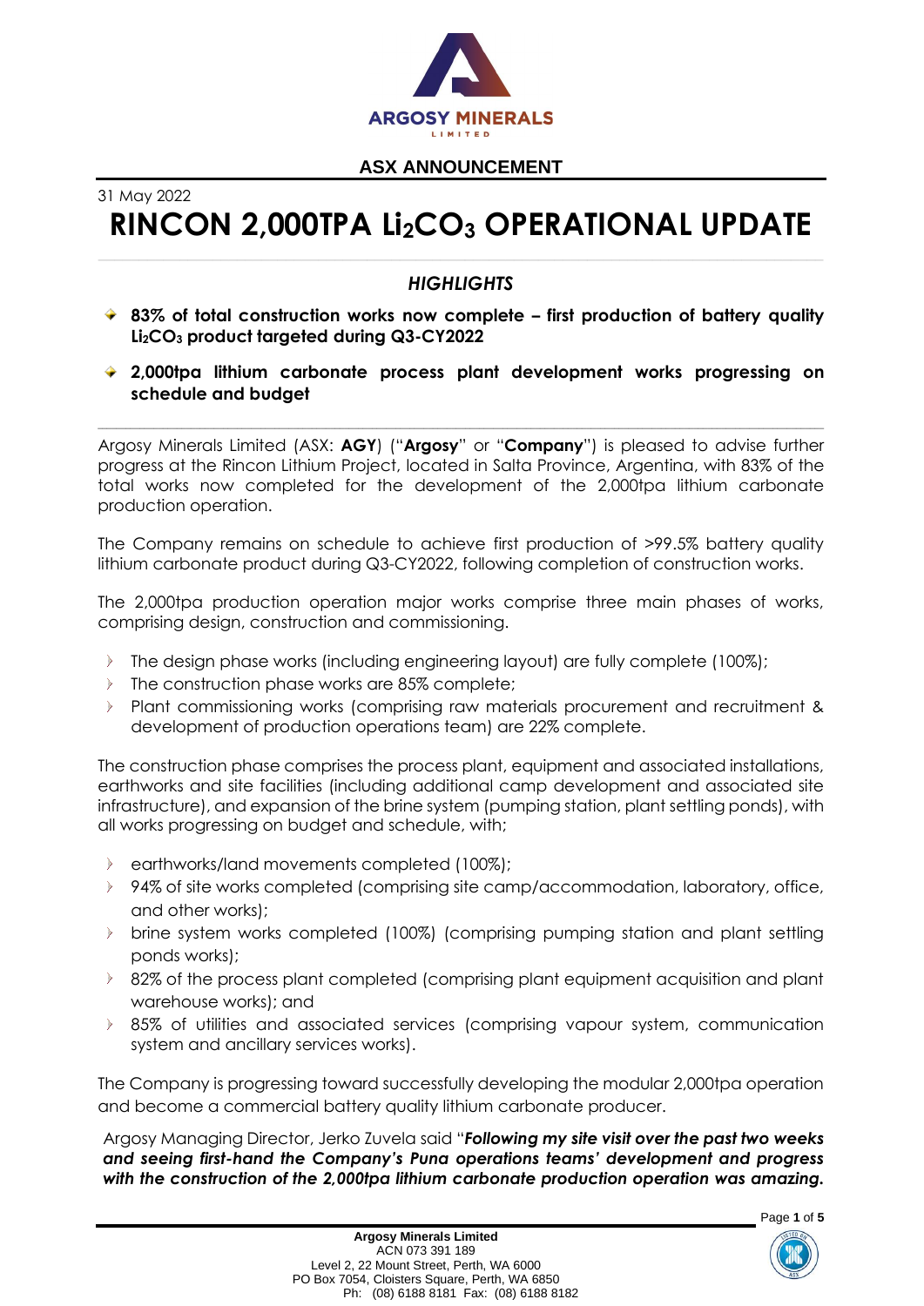**ASX ANNOUNCEMENT**

31 May 2022

# RINCON 2,000TPA $Li_2CO_3$ OPERATIONAL UPDATE

## *HIGHLIGHTS*

- **83% of total construction works now complete – first production of battery quality $Li_2CO_3$ product targeted during Q3-CY2022**
- **2,000tpa lithium carbonate process plant development works progressing on schedule and budget**

---

Argosy Minerals Limited (ASX: **AGY**) ("**Argosy**" or "**Company**") is pleased to advise further progress at the Rincon Lithium Project, located in Salta Province, Argentina, with 83% of the total works now completed for the development of the 2,000tpa lithium carbonate production operation.

The Company remains on schedule to achieve first production of >99.5% battery quality lithium carbonate product during Q3-CY2022, following completion of construction works.

The 2,000tpa production operation major works comprise three main phases of works, comprising design, construction and commissioning.

- The design phase works (including engineering layout) are fully complete (100%);
- The construction phase works are 85% complete;
- Plant commissioning works (comprising raw materials procurement and recruitment & development of production operations team) are 22% complete.

The construction phase comprises the process plant, equipment and associated installations, earthworks and site facilities (including additional camp development and associated site infrastructure), and expansion of the brine system (pumping station, plant settling ponds), with all works progressing on budget and schedule, with;

- earthworks/land movements completed (100%);
- 94% of site works completed (comprising site camp/accommodation, laboratory, office, and other works);
- brine system works completed (100%) (comprising pumping station and plant settling ponds works);
- 82% of the process plant completed (comprising plant equipment acquisition and plant warehouse works); and
- 85% of utilities and associated services (comprising vapour system, communication system and ancillary services works).

The Company is progressing toward successfully developing the modular 2,000tpa operation and become a commercial battery quality lithium carbonate producer.

Argosy Managing Director, Jerko Zuvela said "***Following my site visit over the past two weeks and seeing first-hand the Company's Puna operations teams' development and progress with the construction of the 2,000tpa lithium carbonate production operation was amazing.***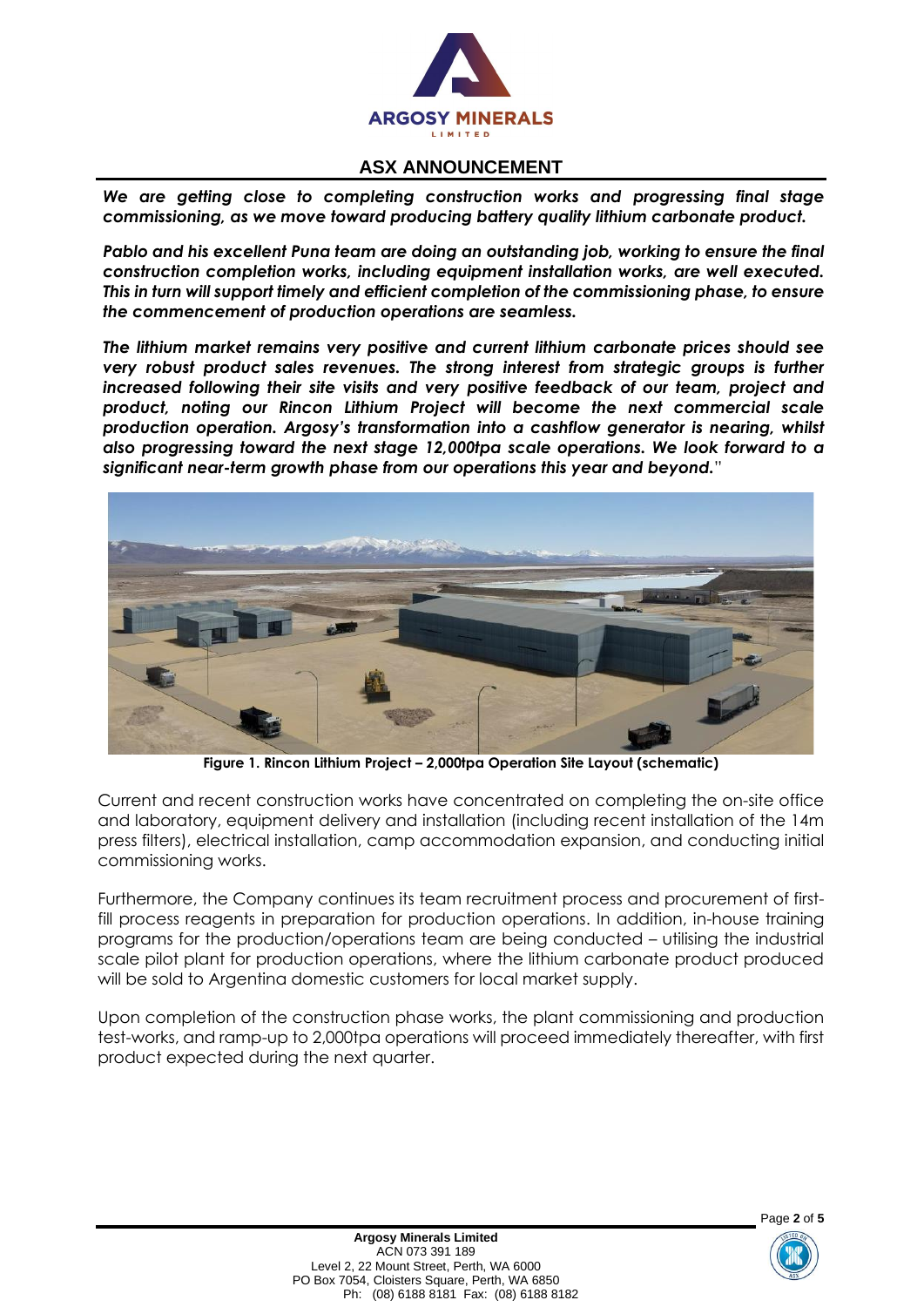***We are getting close to completing construction works and progressing final stage commissioning, as we move toward producing battery quality lithium carbonate product.***

***Pablo and his excellent Puna team are doing an outstanding job, working to ensure the final construction completion works, including equipment installation works, are well executed. This in turn will support timely and efficient completion of the commissioning phase, to ensure the commencement of production operations are seamless.***

***The lithium market remains very positive and current lithium carbonate prices should see very robust product sales revenues. The strong interest from strategic groups is further increased following their site visits and very positive feedback of our team, project and product, noting our Rincon Lithium Project will become the next commercial scale production operation. Argosy's transformation into a cashflow generator is nearing, whilst also progressing toward the next stage 12,000tpa scale operations. We look forward to a significant near-term growth phase from our operations this year and beyond.***"

**Figure 1. Rincon Lithium Project – 2,000tpa Operation Site Layout (schematic)**

Current and recent construction works have concentrated on completing the on-site office and laboratory, equipment delivery and installation (including recent installation of the 14m press filters), electrical installation, camp accommodation expansion, and conducting initial commissioning works.

Furthermore, the Company continues its team recruitment process and procurement of first-fill process reagents in preparation for production operations. In addition, in-house training programs for the production/operations team are being conducted – utilising the industrial scale pilot plant for production operations, where the lithium carbonate product produced will be sold to Argentina domestic customers for local market supply.

Upon completion of the construction phase works, the plant commissioning and production test-works, and ramp-up to 2,000tpa operations will proceed immediately thereafter, with first product expected during the next quarter.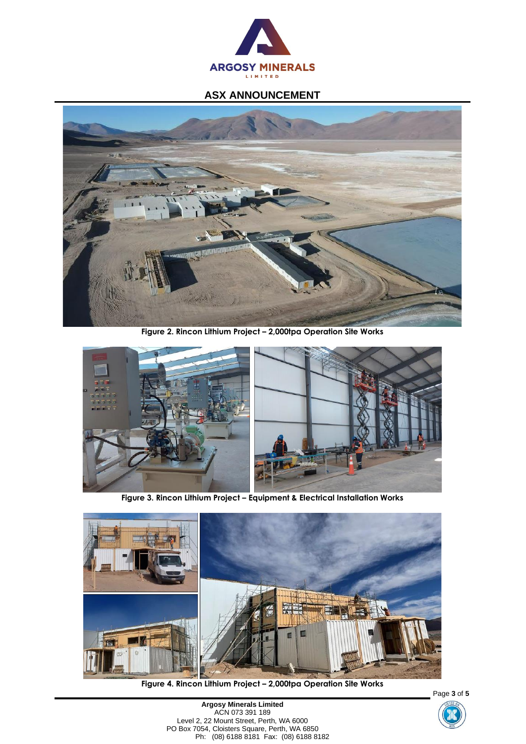Figure 2. Rincon Lithium Project – 2,000tpa Operation Site Works

Figure 3. Rincon Lithium Project – Equipment & Electrical Installation Works

Figure 4. Rincon Lithium Project – 2,000tpa Operation Site Works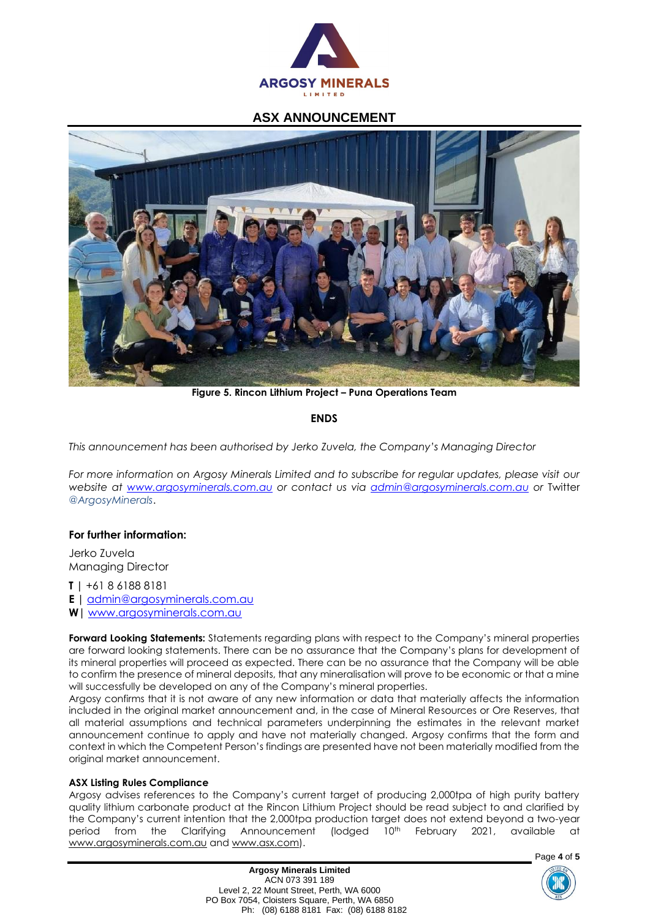Figure 5. Rincon Lithium Project – Puna Operations Team

**ENDS**

*This announcement has been authorised by Jerko Zuvela, the Company's Managing Director*

*For more information on Argosy Minerals Limited and to subscribe for regular updates, please visit our website at [www.argosyminerals.com.au](http://www.argosyminerals.com.au) or contact us via [admin@argosyminerals.com.au](mailto:admin@argosyminerals.com.au) or* Twitter *@ArgosyMinerals*.

## For further information:

Jerko Zuvela
Managing Director

**T** | +61 8 6188 8181
**E** | [admin@argosyminerals.com.au](mailto:admin@argosyminerals.com.au)
**W** | [www.argosyminerals.com.au](http://www.argosyminerals.com.au)

**Forward Looking Statements:** Statements regarding plans with respect to the Company's mineral properties are forward looking statements. There can be no assurance that the Company's plans for development of its mineral properties will proceed as expected. There can be no assurance that the Company will be able to confirm the presence of mineral deposits, that any mineralisation will prove to be economic or that a mine will successfully be developed on any of the Company's mineral properties.
Argosy confirms that it is not aware of any new information or data that materially affects the information included in the original market announcement and, in the case of Mineral Resources or Ore Reserves, that all material assumptions and technical parameters underpinning the estimates in the relevant market announcement continue to apply and have not materially changed. Argosy confirms that the form and context in which the Competent Person's findings are presented have not been materially modified from the original market announcement.

**ASX Listing Rules Compliance**
Argosy advises references to the Company's current target of producing 2,000tpa of high purity battery quality lithium carbonate product at the Rincon Lithium Project should be read subject to and clarified by the Company's current intention that the 2,000tpa production target does not extend beyond a two-year period from the Clarifying Announcement (lodged 10th February 2021, available at [www.argosyminerals.com.au](http://www.argosyminerals.com.au) and [www.asx.com](http://www.asx.com)).

**Argosy Minerals Limited**
ACN 073 391 189
Level 2, 22 Mount Street, Perth, WA 6000
PO Box 7054, Cloisters Square, Perth, WA 6850
Ph: (08) 6188 8181 Fax: (08) 6188 8182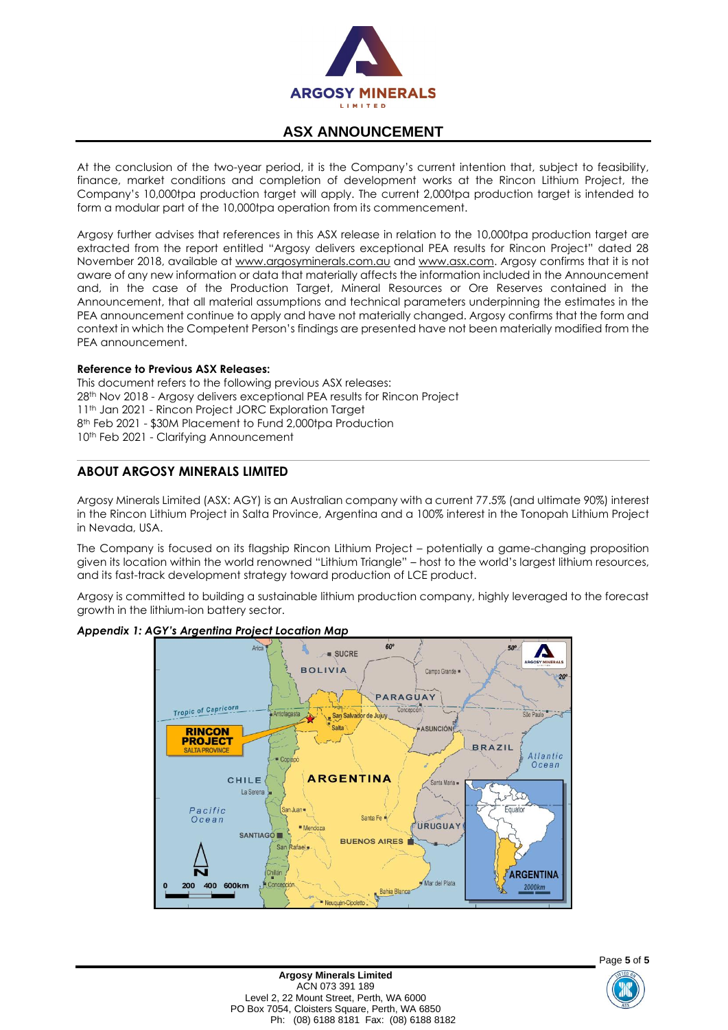At the conclusion of the two-year period, it is the Company's current intention that, subject to feasibility, finance, market conditions and completion of development works at the Rincon Lithium Project, the Company's 10,000tpa production target will apply. The current 2,000tpa production target is intended to form a modular part of the 10,000tpa operation from its commencement.

Argosy further advises that references in this ASX release in relation to the 10,000tpa production target are extracted from the report entitled "Argosy delivers exceptional PEA results for Rincon Project" dated 28 November 2018, available at www.argosyminerals.com.au and www.asx.com. Argosy confirms that it is not aware of any new information or data that materially affects the information included in the Announcement and, in the case of the Production Target, Mineral Resources or Ore Reserves contained in the Announcement, that all material assumptions and technical parameters underpinning the estimates in the PEA announcement continue to apply and have not materially changed. Argosy confirms that the form and context in which the Competent Person's findings are presented have not been materially modified from the PEA announcement.

**Reference to Previous ASX Releases:**

This document refers to the following previous ASX releases:
28th Nov 2018 - Argosy delivers exceptional PEA results for Rincon Project
11th Jan 2021 - Rincon Project JORC Exploration Target
8th Feb 2021 - $30M Placement to Fund 2,000tpa Production
10th Feb 2021 - Clarifying Announcement

## ABOUT ARGOSY MINERALS LIMITED

Argosy Minerals Limited (ASX: AGY) is an Australian company with a current 77.5% (and ultimate 90%) interest in the Rincon Lithium Project in Salta Province, Argentina and a 100% interest in the Tonopah Lithium Project in Nevada, USA.

The Company is focused on its flagship Rincon Lithium Project – potentially a game-changing proposition given its location within the world renowned "Lithium Triangle" – host to the world's largest lithium resources, and its fast-track development strategy toward production of LCE product.

Argosy is committed to building a sustainable lithium production company, highly leveraged to the forecast growth in the lithium-ion battery sector.

***Appendix 1: AGY's Argentina Project Location Map***

RINCON PROJECT
SALTA PROVINCE
BOLIVIA
PARAGUAY
BRAZIL
CHILE
ARGENTINA
URUGUAY
SUCRE
ASUNCIÓN
SANTIAGO
BUENOS AIRES
Pacific Ocean
Atlantic Ocean
Tropic of Capricorn
Equator
0 200 400 600km
2000km